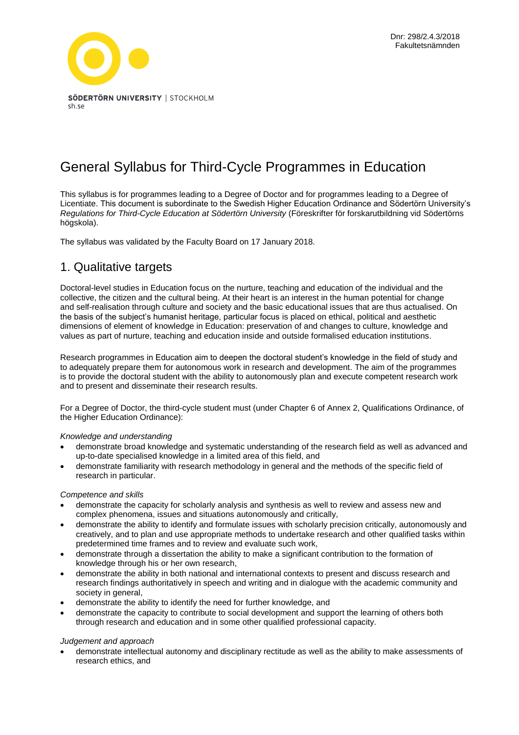Dnr: 298/2.4.3/2018
Fakultetsnämnden

SÖDERTÖRN UNIVERSITY | STOCKHOLM
sh.se

# General Syllabus for Third-Cycle Programmes in Education

This syllabus is for programmes leading to a Degree of Doctor and for programmes leading to a Degree of Licentiate. This document is subordinate to the Swedish Higher Education Ordinance and Södertörn University's *Regulations for Third-Cycle Education at Södertörn University* (Föreskrifter för forskarutbildning vid Södertörns högskola).

The syllabus was validated by the Faculty Board on 17 January 2018.

## 1. Qualitative targets

Doctoral-level studies in Education focus on the nurture, teaching and education of the individual and the collective, the citizen and the cultural being. At their heart is an interest in the human potential for change and self-realisation through culture and society and the basic educational issues that are thus actualised. On the basis of the subject's humanist heritage, particular focus is placed on ethical, political and aesthetic dimensions of element of knowledge in Education: preservation of and changes to culture, knowledge and values as part of nurture, teaching and education inside and outside formalised education institutions.

Research programmes in Education aim to deepen the doctoral student's knowledge in the field of study and to adequately prepare them for autonomous work in research and development. The aim of the programmes is to provide the doctoral student with the ability to autonomously plan and execute competent research work and to present and disseminate their research results.

For a Degree of Doctor, the third-cycle student must (under Chapter 6 of Annex 2, Qualifications Ordinance, of the Higher Education Ordinance):

*Knowledge and understanding*

- demonstrate broad knowledge and systematic understanding of the research field as well as advanced and up-to-date specialised knowledge in a limited area of this field, and
- demonstrate familiarity with research methodology in general and the methods of the specific field of research in particular.

*Competence and skills*

- demonstrate the capacity for scholarly analysis and synthesis as well to review and assess new and complex phenomena, issues and situations autonomously and critically,
- demonstrate the ability to identify and formulate issues with scholarly precision critically, autonomously and creatively, and to plan and use appropriate methods to undertake research and other qualified tasks within predetermined time frames and to review and evaluate such work,
- demonstrate through a dissertation the ability to make a significant contribution to the formation of knowledge through his or her own research,
- demonstrate the ability in both national and international contexts to present and discuss research and research findings authoritatively in speech and writing and in dialogue with the academic community and society in general,
- demonstrate the ability to identify the need for further knowledge, and
- demonstrate the capacity to contribute to social development and support the learning of others both through research and education and in some other qualified professional capacity.

*Judgement and approach*

- demonstrate intellectual autonomy and disciplinary rectitude as well as the ability to make assessments of research ethics, and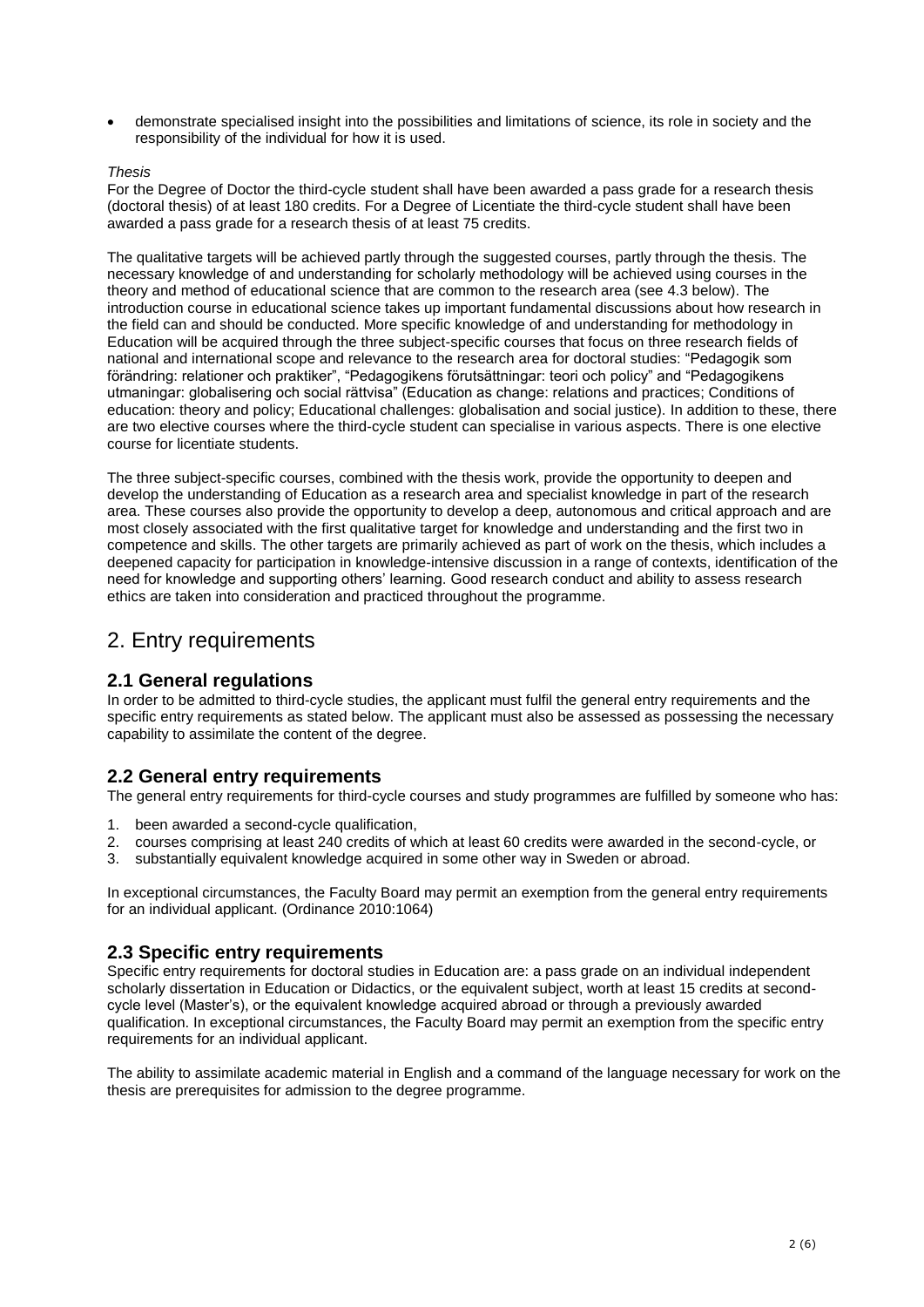- demonstrate specialised insight into the possibilities and limitations of science, its role in society and the responsibility of the individual for how it is used.

*Thesis*

For the Degree of Doctor the third-cycle student shall have been awarded a pass grade for a research thesis (doctoral thesis) of at least 180 credits. For a Degree of Licentiate the third-cycle student shall have been awarded a pass grade for a research thesis of at least 75 credits.

The qualitative targets will be achieved partly through the suggested courses, partly through the thesis. The necessary knowledge of and understanding for scholarly methodology will be achieved using courses in the theory and method of educational science that are common to the research area (see 4.3 below). The introduction course in educational science takes up important fundamental discussions about how research in the field can and should be conducted. More specific knowledge of and understanding for methodology in Education will be acquired through the three subject-specific courses that focus on three research fields of national and international scope and relevance to the research area for doctoral studies: "Pedagogik som förändring: relationer och praktiker", "Pedagogikens förutsättningar: teori och policy" and "Pedagogikens utmaningar: globalisering och social rättvisa" (Education as change: relations and practices; Conditions of education: theory and policy; Educational challenges: globalisation and social justice). In addition to these, there are two elective courses where the third-cycle student can specialise in various aspects. There is one elective course for licentiate students.

The three subject-specific courses, combined with the thesis work, provide the opportunity to deepen and develop the understanding of Education as a research area and specialist knowledge in part of the research area. These courses also provide the opportunity to develop a deep, autonomous and critical approach and are most closely associated with the first qualitative target for knowledge and understanding and the first two in competence and skills. The other targets are primarily achieved as part of work on the thesis, which includes a deepened capacity for participation in knowledge-intensive discussion in a range of contexts, identification of the need for knowledge and supporting others' learning. Good research conduct and ability to assess research ethics are taken into consideration and practiced throughout the programme.

# 2. Entry requirements

## 2.1 General regulations

In order to be admitted to third-cycle studies, the applicant must fulfil the general entry requirements and the specific entry requirements as stated below. The applicant must also be assessed as possessing the necessary capability to assimilate the content of the degree.

## 2.2 General entry requirements

The general entry requirements for third-cycle courses and study programmes are fulfilled by someone who has:

1. been awarded a second-cycle qualification,
2. courses comprising at least 240 credits of which at least 60 credits were awarded in the second-cycle, or
3. substantially equivalent knowledge acquired in some other way in Sweden or abroad.

In exceptional circumstances, the Faculty Board may permit an exemption from the general entry requirements for an individual applicant. (Ordinance 2010:1064)

## 2.3 Specific entry requirements

Specific entry requirements for doctoral studies in Education are: a pass grade on an individual independent scholarly dissertation in Education or Didactics, or the equivalent subject, worth at least 15 credits at second-cycle level (Master's), or the equivalent knowledge acquired abroad or through a previously awarded qualification. In exceptional circumstances, the Faculty Board may permit an exemption from the specific entry requirements for an individual applicant.

The ability to assimilate academic material in English and a command of the language necessary for work on the thesis are prerequisites for admission to the degree programme.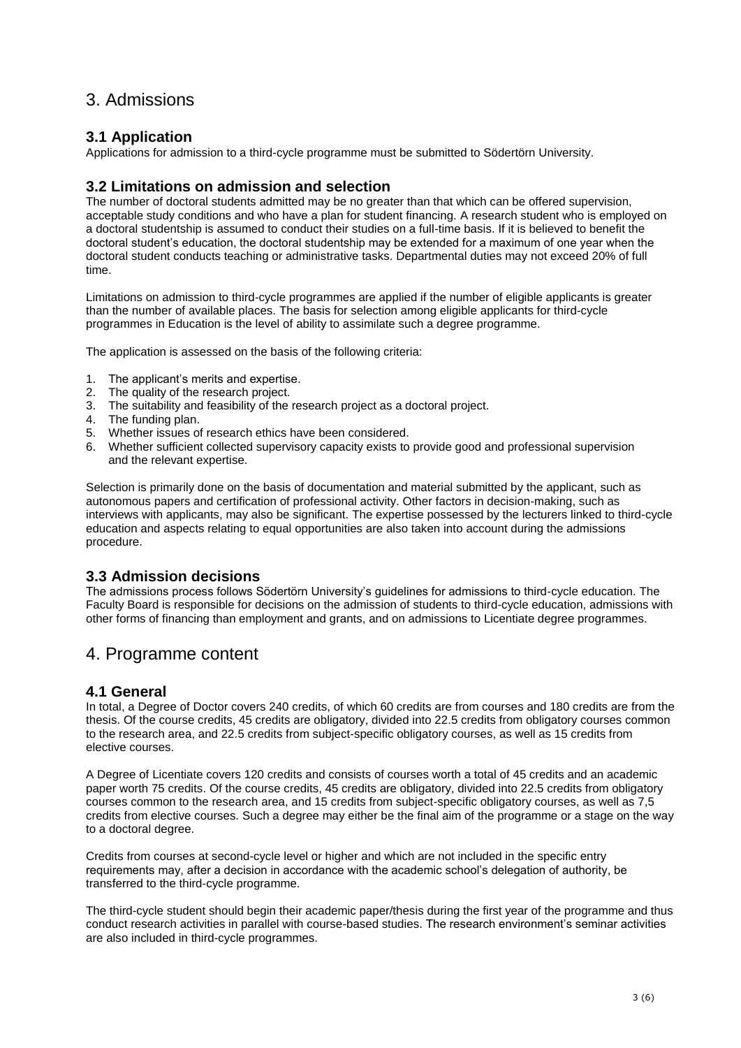# 3. Admissions

## 3.1 Application

Applications for admission to a third-cycle programme must be submitted to Södertörn University.

## 3.2 Limitations on admission and selection

The number of doctoral students admitted may be no greater than that which can be offered supervision, acceptable study conditions and who have a plan for student financing. A research student who is employed on a doctoral studentship is assumed to conduct their studies on a full-time basis. If it is believed to benefit the doctoral student's education, the doctoral studentship may be extended for a maximum of one year when the doctoral student conducts teaching or administrative tasks. Departmental duties may not exceed 20% of full time.

Limitations on admission to third-cycle programmes are applied if the number of eligible applicants is greater than the number of available places. The basis for selection among eligible applicants for third-cycle programmes in Education is the level of ability to assimilate such a degree programme.

The application is assessed on the basis of the following criteria:

1. The applicant's merits and expertise.
2. The quality of the research project.
3. The suitability and feasibility of the research project as a doctoral project.
4. The funding plan.
5. Whether issues of research ethics have been considered.
6. Whether sufficient collected supervisory capacity exists to provide good and professional supervision and the relevant expertise.

Selection is primarily done on the basis of documentation and material submitted by the applicant, such as autonomous papers and certification of professional activity. Other factors in decision-making, such as interviews with applicants, may also be significant. The expertise possessed by the lecturers linked to third-cycle education and aspects relating to equal opportunities are also taken into account during the admissions procedure.

## 3.3 Admission decisions

The admissions process follows Södertörn University's guidelines for admissions to third-cycle education. The Faculty Board is responsible for decisions on the admission of students to third-cycle education, admissions with other forms of financing than employment and grants, and on admissions to Licentiate degree programmes.

# 4. Programme content

## 4.1 General

In total, a Degree of Doctor covers 240 credits, of which 60 credits are from courses and 180 credits are from the thesis. Of the course credits, 45 credits are obligatory, divided into 22.5 credits from obligatory courses common to the research area, and 22.5 credits from subject-specific obligatory courses, as well as 15 credits from elective courses.

A Degree of Licentiate covers 120 credits and consists of courses worth a total of 45 credits and an academic paper worth 75 credits. Of the course credits, 45 credits are obligatory, divided into 22.5 credits from obligatory courses common to the research area, and 15 credits from subject-specific obligatory courses, as well as 7,5 credits from elective courses. Such a degree may either be the final aim of the programme or a stage on the way to a doctoral degree.

Credits from courses at second-cycle level or higher and which are not included in the specific entry requirements may, after a decision in accordance with the academic school's delegation of authority, be transferred to the third-cycle programme.

The third-cycle student should begin their academic paper/thesis during the first year of the programme and thus conduct research activities in parallel with course-based studies. The research environment's seminar activities are also included in third-cycle programmes.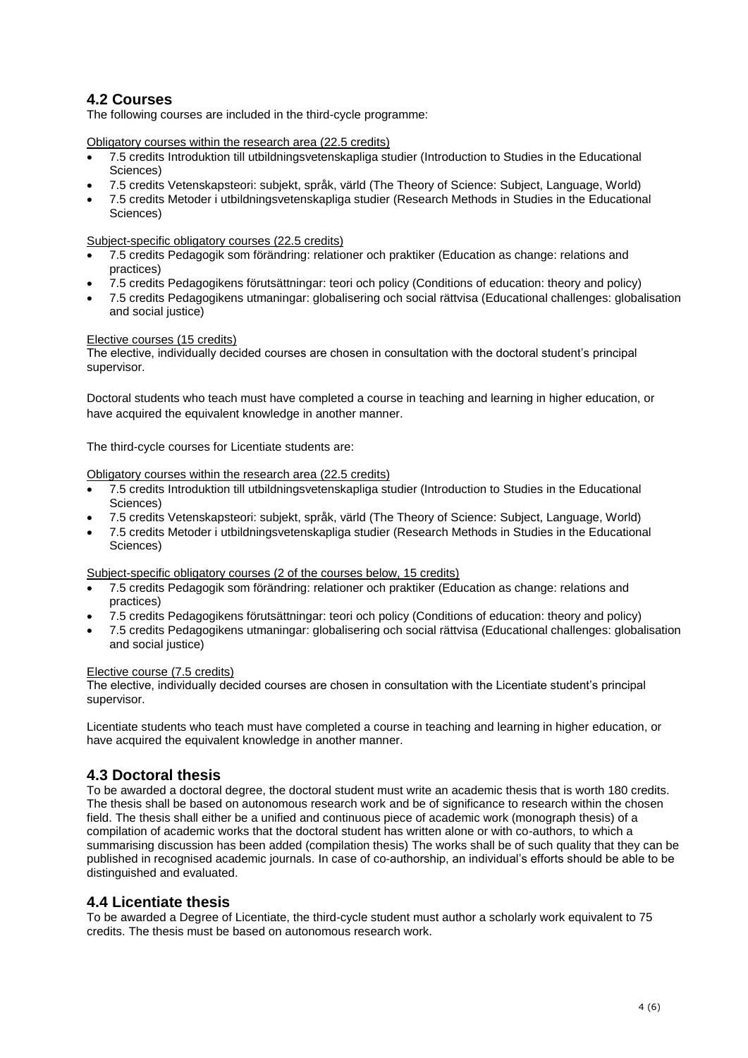## 4.2 Courses

The following courses are included in the third-cycle programme:

Obligatory courses within the research area (22.5 credits)

- 7.5 credits Introduktion till utbildningsvetenskapliga studier (Introduction to Studies in the Educational Sciences)
- 7.5 credits Vetenskapsteori: subjekt, språk, värld (The Theory of Science: Subject, Language, World)
- 7.5 credits Metoder i utbildningsvetenskapliga studier (Research Methods in Studies in the Educational Sciences)

Subject-specific obligatory courses (22.5 credits)

- 7.5 credits Pedagogik som förändring: relationer och praktiker (Education as change: relations and practices)
- 7.5 credits Pedagogikens förutsättningar: teori och policy (Conditions of education: theory and policy)
- 7.5 credits Pedagogikens utmaningar: globalisering och social rättvisa (Educational challenges: globalisation and social justice)

Elective courses (15 credits)

The elective, individually decided courses are chosen in consultation with the doctoral student's principal supervisor.

Doctoral students who teach must have completed a course in teaching and learning in higher education, or have acquired the equivalent knowledge in another manner.

The third-cycle courses for Licentiate students are:

Obligatory courses within the research area (22.5 credits)

- 7.5 credits Introduktion till utbildningsvetenskapliga studier (Introduction to Studies in the Educational Sciences)
- 7.5 credits Vetenskapsteori: subjekt, språk, värld (The Theory of Science: Subject, Language, World)
- 7.5 credits Metoder i utbildningsvetenskapliga studier (Research Methods in Studies in the Educational Sciences)

Subject-specific obligatory courses (2 of the courses below, 15 credits)

- 7.5 credits Pedagogik som förändring: relationer och praktiker (Education as change: relations and practices)
- 7.5 credits Pedagogikens förutsättningar: teori och policy (Conditions of education: theory and policy)
- 7.5 credits Pedagogikens utmaningar: globalisering och social rättvisa (Educational challenges: globalisation and social justice)

Elective course (7.5 credits)

The elective, individually decided courses are chosen in consultation with the Licentiate student's principal supervisor.

Licentiate students who teach must have completed a course in teaching and learning in higher education, or have acquired the equivalent knowledge in another manner.

## 4.3 Doctoral thesis

To be awarded a doctoral degree, the doctoral student must write an academic thesis that is worth 180 credits. The thesis shall be based on autonomous research work and be of significance to research within the chosen field. The thesis shall either be a unified and continuous piece of academic work (monograph thesis) of a compilation of academic works that the doctoral student has written alone or with co-authors, to which a summarising discussion has been added (compilation thesis) The works shall be of such quality that they can be published in recognised academic journals. In case of co-authorship, an individual's efforts should be able to be distinguished and evaluated.

## 4.4 Licentiate thesis

To be awarded a Degree of Licentiate, the third-cycle student must author a scholarly work equivalent to 75 credits. The thesis must be based on autonomous research work.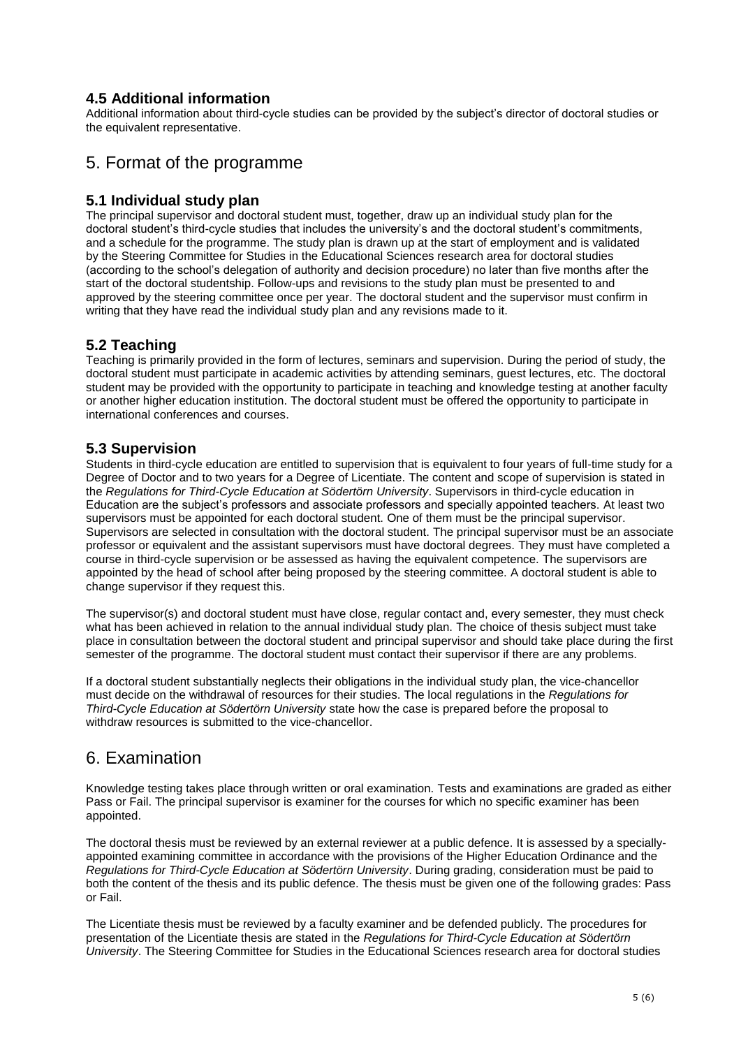### 4.5 Additional information

Additional information about third-cycle studies can be provided by the subject's director of doctoral studies or the equivalent representative.

## 5. Format of the programme

### 5.1 Individual study plan

The principal supervisor and doctoral student must, together, draw up an individual study plan for the doctoral student's third-cycle studies that includes the university's and the doctoral student's commitments, and a schedule for the programme. The study plan is drawn up at the start of employment and is validated by the Steering Committee for Studies in the Educational Sciences research area for doctoral studies (according to the school's delegation of authority and decision procedure) no later than five months after the start of the doctoral studentship. Follow-ups and revisions to the study plan must be presented to and approved by the steering committee once per year. The doctoral student and the supervisor must confirm in writing that they have read the individual study plan and any revisions made to it.

### 5.2 Teaching

Teaching is primarily provided in the form of lectures, seminars and supervision. During the period of study, the doctoral student must participate in academic activities by attending seminars, guest lectures, etc. The doctoral student may be provided with the opportunity to participate in teaching and knowledge testing at another faculty or another higher education institution. The doctoral student must be offered the opportunity to participate in international conferences and courses.

### 5.3 Supervision

Students in third-cycle education are entitled to supervision that is equivalent to four years of full-time study for a Degree of Doctor and to two years for a Degree of Licentiate. The content and scope of supervision is stated in the *Regulations for Third-Cycle Education at Södertörn University*. Supervisors in third-cycle education in Education are the subject's professors and associate professors and specially appointed teachers. At least two supervisors must be appointed for each doctoral student. One of them must be the principal supervisor. Supervisors are selected in consultation with the doctoral student. The principal supervisor must be an associate professor or equivalent and the assistant supervisors must have doctoral degrees. They must have completed a course in third-cycle supervision or be assessed as having the equivalent competence. The supervisors are appointed by the head of school after being proposed by the steering committee. A doctoral student is able to change supervisor if they request this.

The supervisor(s) and doctoral student must have close, regular contact and, every semester, they must check what has been achieved in relation to the annual individual study plan. The choice of thesis subject must take place in consultation between the doctoral student and principal supervisor and should take place during the first semester of the programme. The doctoral student must contact their supervisor if there are any problems.

If a doctoral student substantially neglects their obligations in the individual study plan, the vice-chancellor must decide on the withdrawal of resources for their studies. The local regulations in the *Regulations for Third-Cycle Education at Södertörn University* state how the case is prepared before the proposal to withdraw resources is submitted to the vice-chancellor.

## 6. Examination

Knowledge testing takes place through written or oral examination. Tests and examinations are graded as either Pass or Fail. The principal supervisor is examiner for the courses for which no specific examiner has been appointed.

The doctoral thesis must be reviewed by an external reviewer at a public defence. It is assessed by a specially-appointed examining committee in accordance with the provisions of the Higher Education Ordinance and the *Regulations for Third-Cycle Education at Södertörn University*. During grading, consideration must be paid to both the content of the thesis and its public defence. The thesis must be given one of the following grades: Pass or Fail.

The Licentiate thesis must be reviewed by a faculty examiner and be defended publicly. The procedures for presentation of the Licentiate thesis are stated in the *Regulations for Third-Cycle Education at Södertörn University*. The Steering Committee for Studies in the Educational Sciences research area for doctoral studies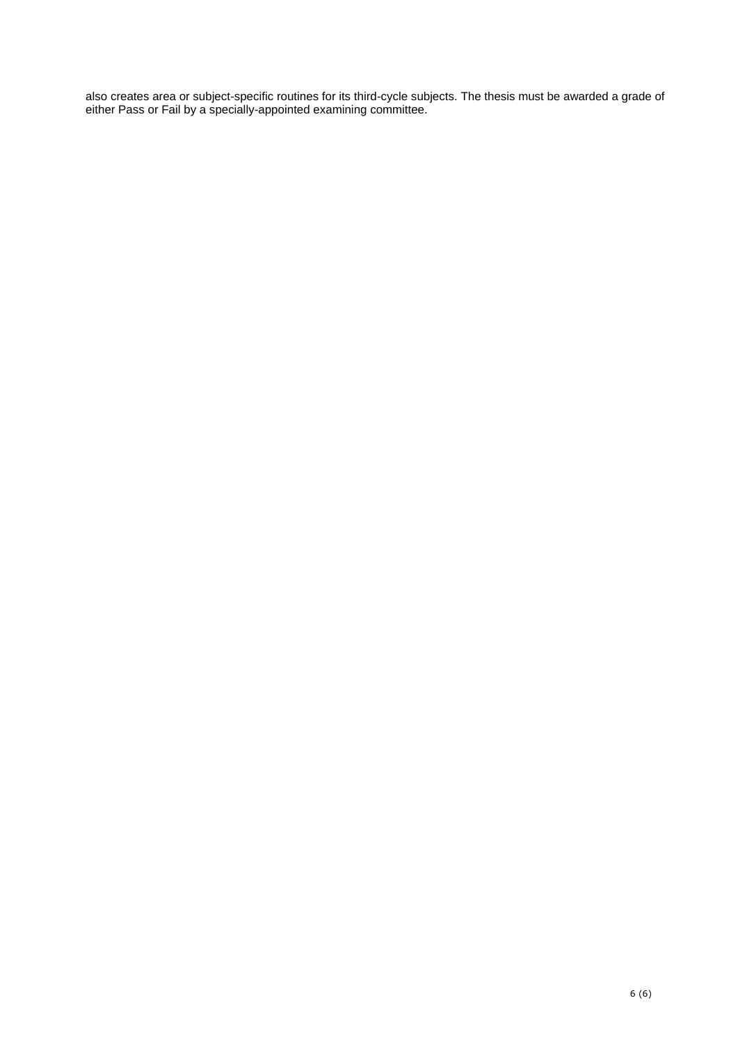also creates area or subject-specific routines for its third-cycle subjects. The thesis must be awarded a grade of either Pass or Fail by a specially-appointed examining committee.